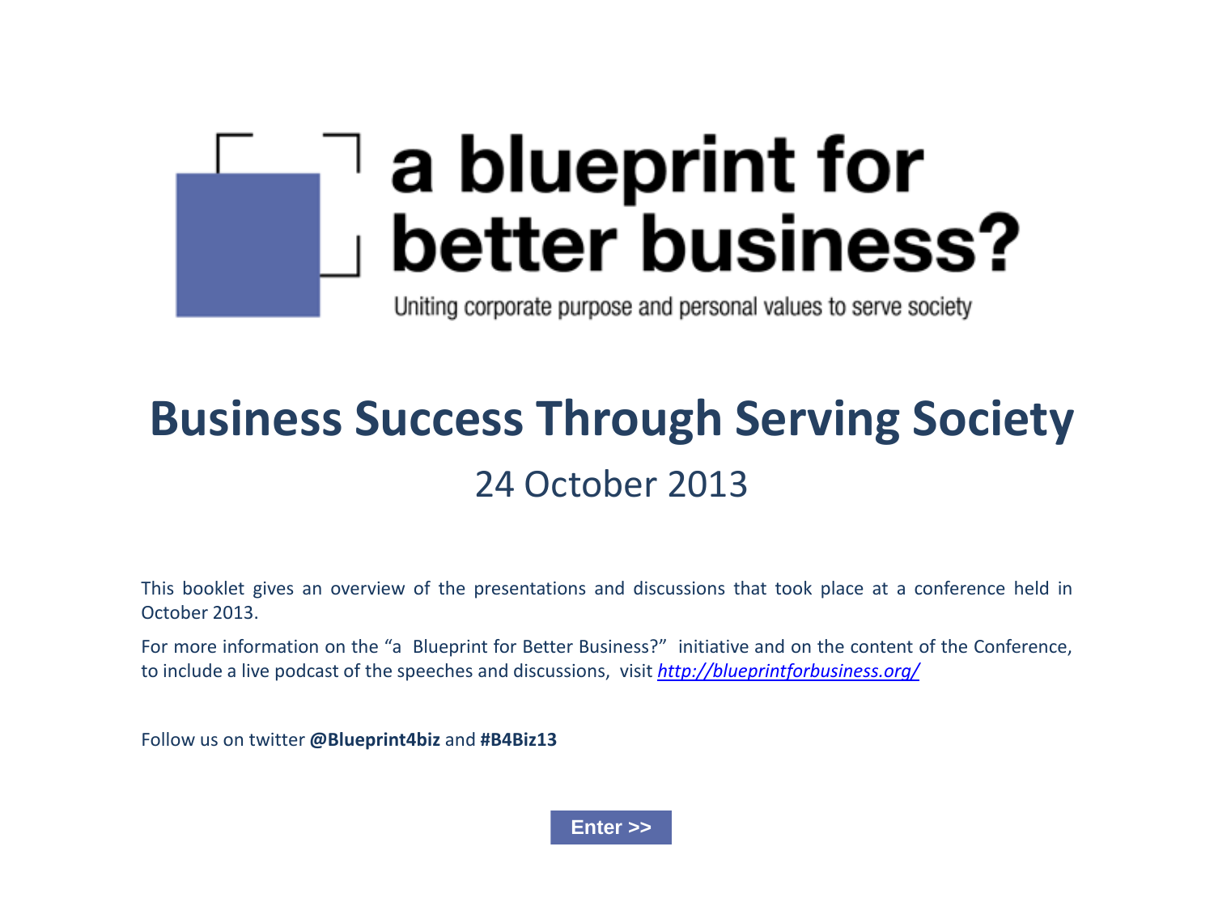# a blueprint for better business?

Uniting corporate purpose and personal values to serve society

## Business Success Through Serving Society

24 October 2013

This booklet gives an overview of the presentations and discussions that took place at a conference held in October 2013.

For more information on the "a Blueprint for Better Business?" initiative and on the content of the Conference, to include a live podcast of the speeches and discussions, visit *http://blueprintforbusiness.org/*

Follow us on twitter **@Blueprint4biz** and **#B4Biz13**

**Enter >>**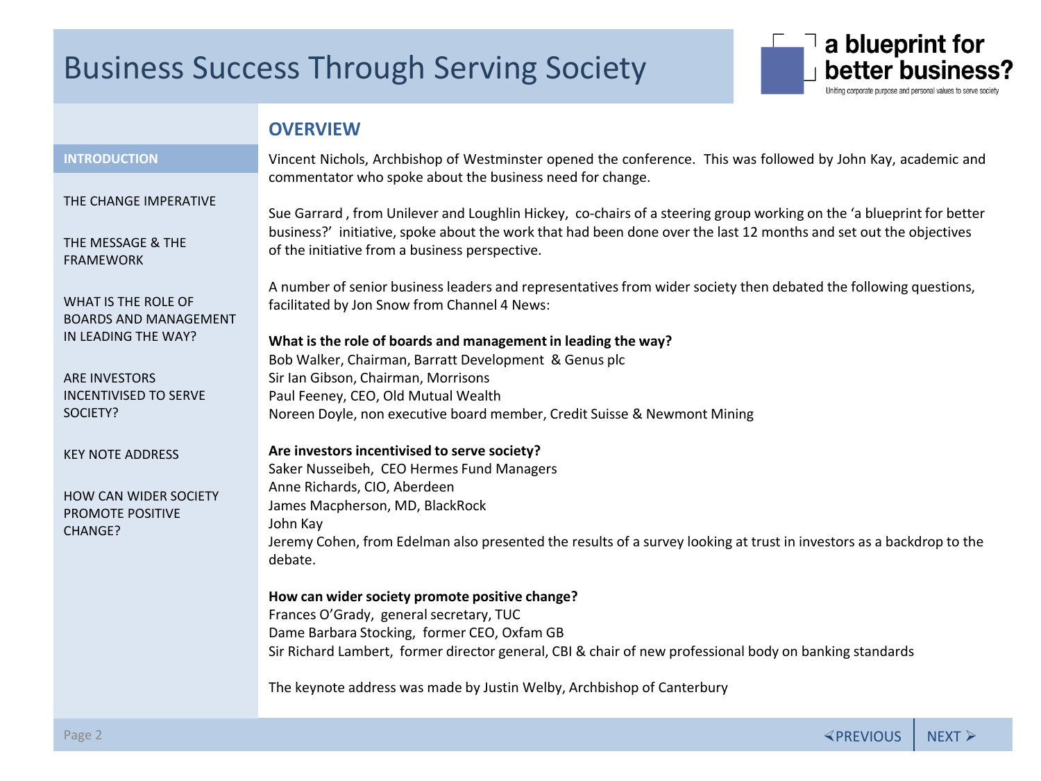## OVERVIEW

Vincent Nichols, Archbishop of Westminster opened the conference. This was followed by John Kay, academic and commentator who spoke about the business need for change.

Sue Garrard , from Unilever and Loughlin Hickey, co-chairs of a steering group working on the 'a blueprint for better business?' initiative, spoke about the work that had been done over the last 12 months and set out the objectives of the initiative from a business perspective.

A number of senior business leaders and representatives from wider society then debated the following questions, facilitated by Jon Snow from Channel 4 News:

**What is the role of boards and management in leading the way?**
Bob Walker, Chairman, Barratt Development & Genus plc
Sir Ian Gibson, Chairman, Morrisons
Paul Feeney, CEO, Old Mutual Wealth
Noreen Doyle, non executive board member, Credit Suisse & Newmont Mining

**Are investors incentivised to serve society?**
Saker Nusseibeh, CEO Hermes Fund Managers
Anne Richards, CIO, Aberdeen
James Macpherson, MD, BlackRock
John Kay
Jeremy Cohen, from Edelman also presented the results of a survey looking at trust in investors as a backdrop to the debate.

**How can wider society promote positive change?**
Frances O'Grady, general secretary, TUC
Dame Barbara Stocking, former CEO, Oxfam GB
Sir Richard Lambert, former director general, CBI & chair of new professional body on banking standards

The keynote address was made by Justin Welby, Archbishop of Canterbury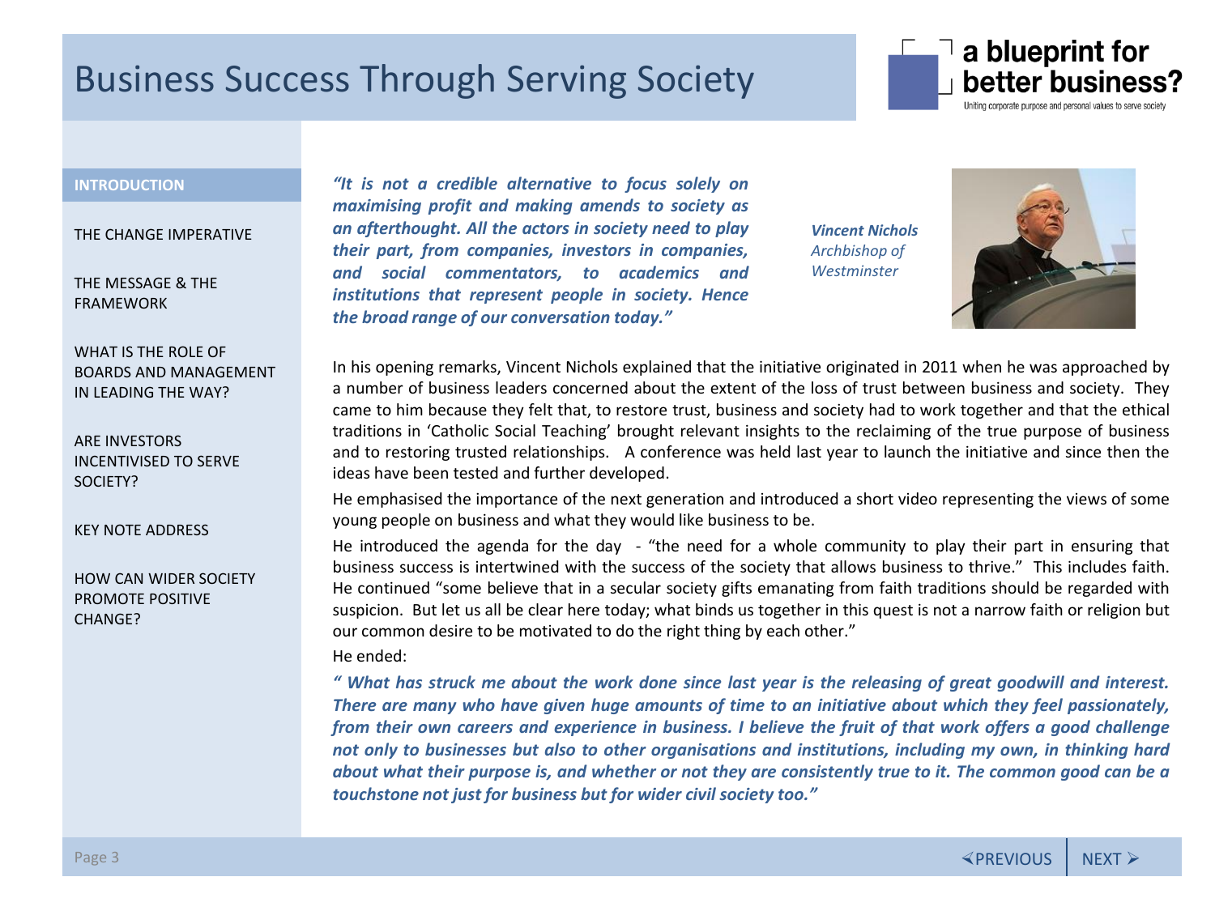# Business Success Through Serving Society

**a blueprint for better business?**

Uniting corporate purpose and personal values to serve society

**INTRODUCTION**

THE CHANGE IMPERATIVE

THE MESSAGE & THE FRAMEWORK

WHAT IS THE ROLE OF BOARDS AND MANAGEMENT IN LEADING THE WAY?

ARE INVESTORS INCENTIVISED TO SERVE SOCIETY?

KEY NOTE ADDRESS

HOW CAN WIDER SOCIETY PROMOTE POSITIVE CHANGE?

***"It is not a credible alternative to focus solely on maximising profit and making amends to society as an afterthought. All the actors in society need to play their part, from companies, investors in companies, and social commentators, to academics and institutions that represent people in society. Hence the broad range of our conversation today."***

***Vincent Nichols***
*Archbishop of Westminster*

In his opening remarks, Vincent Nichols explained that the initiative originated in 2011 when he was approached by a number of business leaders concerned about the extent of the loss of trust between business and society. They came to him because they felt that, to restore trust, business and society had to work together and that the ethical traditions in 'Catholic Social Teaching' brought relevant insights to the reclaiming of the true purpose of business and to restoring trusted relationships. A conference was held last year to launch the initiative and since then the ideas have been tested and further developed.

He emphasised the importance of the next generation and introduced a short video representing the views of some young people on business and what they would like business to be.

He introduced the agenda for the day - "the need for a whole community to play their part in ensuring that business success is intertwined with the success of the society that allows business to thrive." This includes faith. He continued "some believe that in a secular society gifts emanating from faith traditions should be regarded with suspicion. But let us all be clear here today; what binds us together in this quest is not a narrow faith or religion but our common desire to be motivated to do the right thing by each other."

He ended:

***" What has struck me about the work done since last year is the releasing of great goodwill and interest. There are many who have given huge amounts of time to an initiative about which they feel passionately, from their own careers and experience in business. I believe the fruit of that work offers a good challenge not only to businesses but also to other organisations and institutions, including my own, in thinking hard about what their purpose is, and whether or not they are consistently true to it. The common good can be a touchstone not just for business but for wider civil society too."***

◁PREVIOUS | NEXT ▷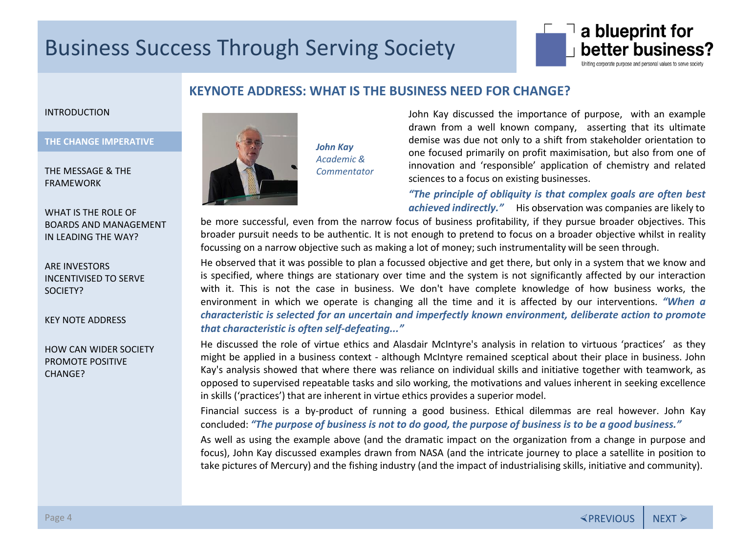## KEYNOTE ADDRESS: WHAT IS THE BUSINESS NEED FOR CHANGE?

***John Kay***
*Academic & Commentator*

John Kay discussed the importance of purpose, with an example drawn from a well known company, asserting that its ultimate demise was due not only to a shift from stakeholder orientation to one focused primarily on profit maximisation, but also from one of innovation and 'responsible' application of chemistry and related sciences to a focus on existing businesses.

***"The principle of obliquity is that complex goals are often best achieved indirectly."*** His observation was companies are likely to be more successful, even from the narrow focus of business profitability, if they pursue broader objectives. This broader pursuit needs to be authentic. It is not enough to pretend to focus on a broader objective whilst in reality focussing on a narrow objective such as making a lot of money; such instrumentality will be seen through.

He observed that it was possible to plan a focussed objective and get there, but only in a system that we know and is specified, where things are stationary over time and the system is not significantly affected by our interaction with it. This is not the case in business. We don't have complete knowledge of how business works, the environment in which we operate is changing all the time and it is affected by our interventions. ***"When a characteristic is selected for an uncertain and imperfectly known environment, deliberate action to promote that characteristic is often self-defeating..."***

He discussed the role of virtue ethics and Alasdair McIntyre's analysis in relation to virtuous 'practices' as they might be applied in a business context - although McIntyre remained sceptical about their place in business. John Kay's analysis showed that where there was reliance on individual skills and initiative together with teamwork, as opposed to supervised repeatable tasks and silo working, the motivations and values inherent in seeking excellence in skills ('practices') that are inherent in virtue ethics provides a superior model.

Financial success is a by-product of running a good business. Ethical dilemmas are real however. John Kay concluded: ***"The purpose of business is not to do good, the purpose of business is to be a good business."***

As well as using the example above (and the dramatic impact on the organization from a change in purpose and focus), John Kay discussed examples drawn from NASA (and the intricate journey to place a satellite in position to take pictures of Mercury) and the fishing industry (and the impact of industrialising skills, initiative and community).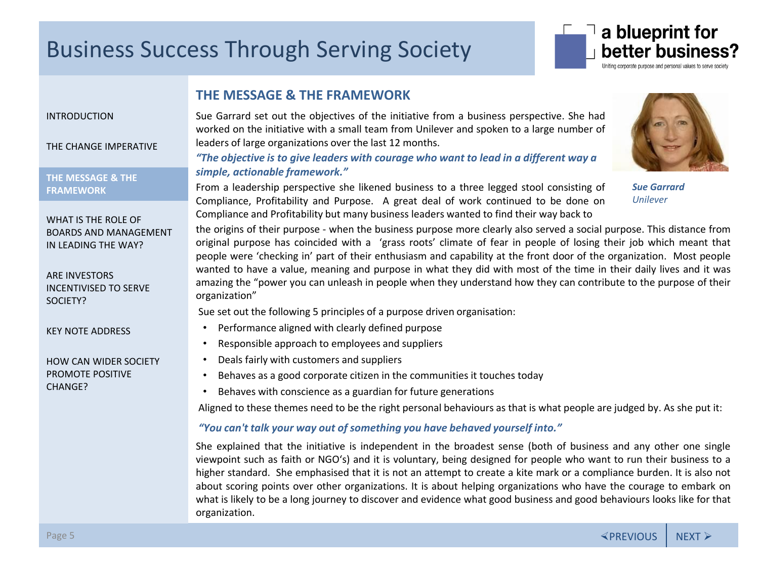## THE MESSAGE & THE FRAMEWORK

Sue Garrard set out the objectives of the initiative from a business perspective. She had worked on the initiative with a small team from Unilever and spoken to a large number of leaders of large organizations over the last 12 months.

***"The objective is to give leaders with courage who want to lead in a different way a simple, actionable framework."***

***Sue Garrard***
*Unilever*

From a leadership perspective she likened business to a three legged stool consisting of Compliance, Profitability and Purpose. A great deal of work continued to be done on Compliance and Profitability but many business leaders wanted to find their way back to the origins of their purpose - when the business purpose more clearly also served a social purpose. This distance from original purpose has coincided with a 'grass roots' climate of fear in people of losing their job which meant that people were 'checking in' part of their enthusiasm and capability at the front door of the organization. Most people wanted to have a value, meaning and purpose in what they did with most of the time in their daily lives and it was amazing the "power you can unleash in people when they understand how they can contribute to the purpose of their organization"

Sue set out the following 5 principles of a purpose driven organisation:

- Performance aligned with clearly defined purpose
- Responsible approach to employees and suppliers
- Deals fairly with customers and suppliers
- Behaves as a good corporate citizen in the communities it touches today
- Behaves with conscience as a guardian for future generations

Aligned to these themes need to be the right personal behaviours as that is what people are judged by. As she put it:

***"You can't talk your way out of something you have behaved yourself into."***

She explained that the initiative is independent in the broadest sense (both of business and any other one single viewpoint such as faith or NGO's) and it is voluntary, being designed for people who want to run their business to a higher standard. She emphasised that it is not an attempt to create a kite mark or a compliance burden. It is also not about scoring points over other organizations. It is about helping organizations who have the courage to embark on what is likely to be a long journey to discover and evidence what good business and good behaviours looks like for that organization.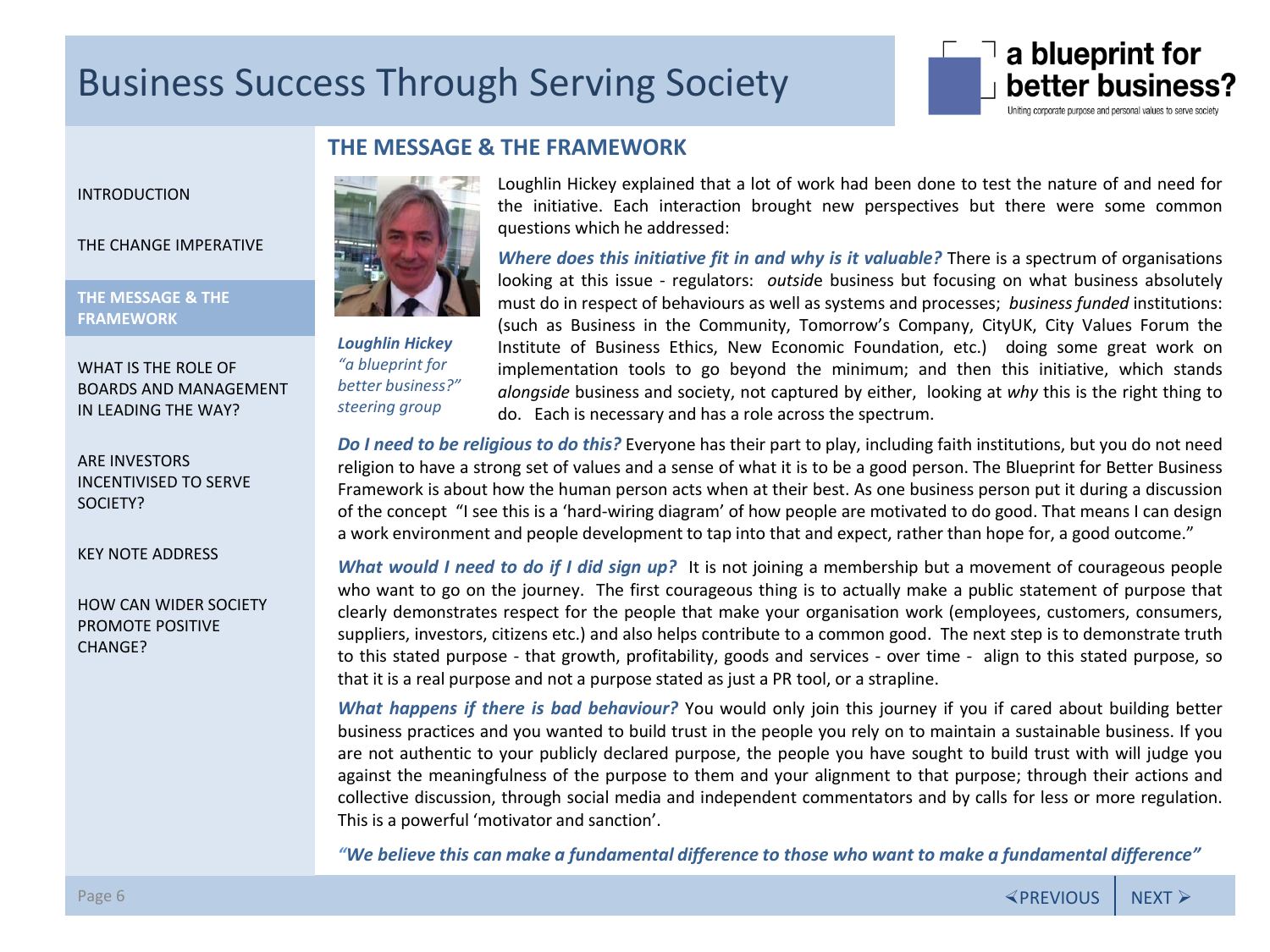# Business Success Through Serving Society

## THE MESSAGE & THE FRAMEWORK

**_Loughlin Hickey_**
*"a blueprint for better business?" steering group*

Loughlin Hickey explained that a lot of work had been done to test the nature of and need for the initiative. Each interaction brought new perspectives but there were some common questions which he addressed:

***Where does this initiative fit in and why is it valuable?*** There is a spectrum of organisations looking at this issue - regulators: *outside* business but focusing on what business absolutely must do in respect of behaviours as well as systems and processes; *business funded* institutions: (such as Business in the Community, Tomorrow's Company, CityUK, City Values Forum the Institute of Business Ethics, New Economic Foundation, etc.) doing some great work on implementation tools to go beyond the minimum; and then this initiative, which stands *alongside* business and society, not captured by either, looking at *why* this is the right thing to do. Each is necessary and has a role across the spectrum.

***Do I need to be religious to do this?*** Everyone has their part to play, including faith institutions, but you do not need religion to have a strong set of values and a sense of what it is to be a good person. The Blueprint for Better Business Framework is about how the human person acts when at their best. As one business person put it during a discussion of the concept "I see this is a 'hard-wiring diagram' of how people are motivated to do good. That means I can design a work environment and people development to tap into that and expect, rather than hope for, a good outcome."

***What would I need to do if I did sign up?*** It is not joining a membership but a movement of courageous people who want to go on the journey. The first courageous thing is to actually make a public statement of purpose that clearly demonstrates respect for the people that make your organisation work (employees, customers, consumers, suppliers, investors, citizens etc.) and also helps contribute to a common good. The next step is to demonstrate truth to this stated purpose - that growth, profitability, goods and services - over time - align to this stated purpose, so that it is a real purpose and not a purpose stated as just a PR tool, or a strapline.

***What happens if there is bad behaviour?*** You would only join this journey if you if cared about building better business practices and you wanted to build trust in the people you rely on to maintain a sustainable business. If you are not authentic to your publicly declared purpose, the people you have sought to build trust with will judge you against the meaningfulness of the purpose to them and your alignment to that purpose; through their actions and collective discussion, through social media and independent commentators and by calls for less or more regulation. This is a powerful 'motivator and sanction'.

***"We believe this can make a fundamental difference to those who want to make a fundamental difference"***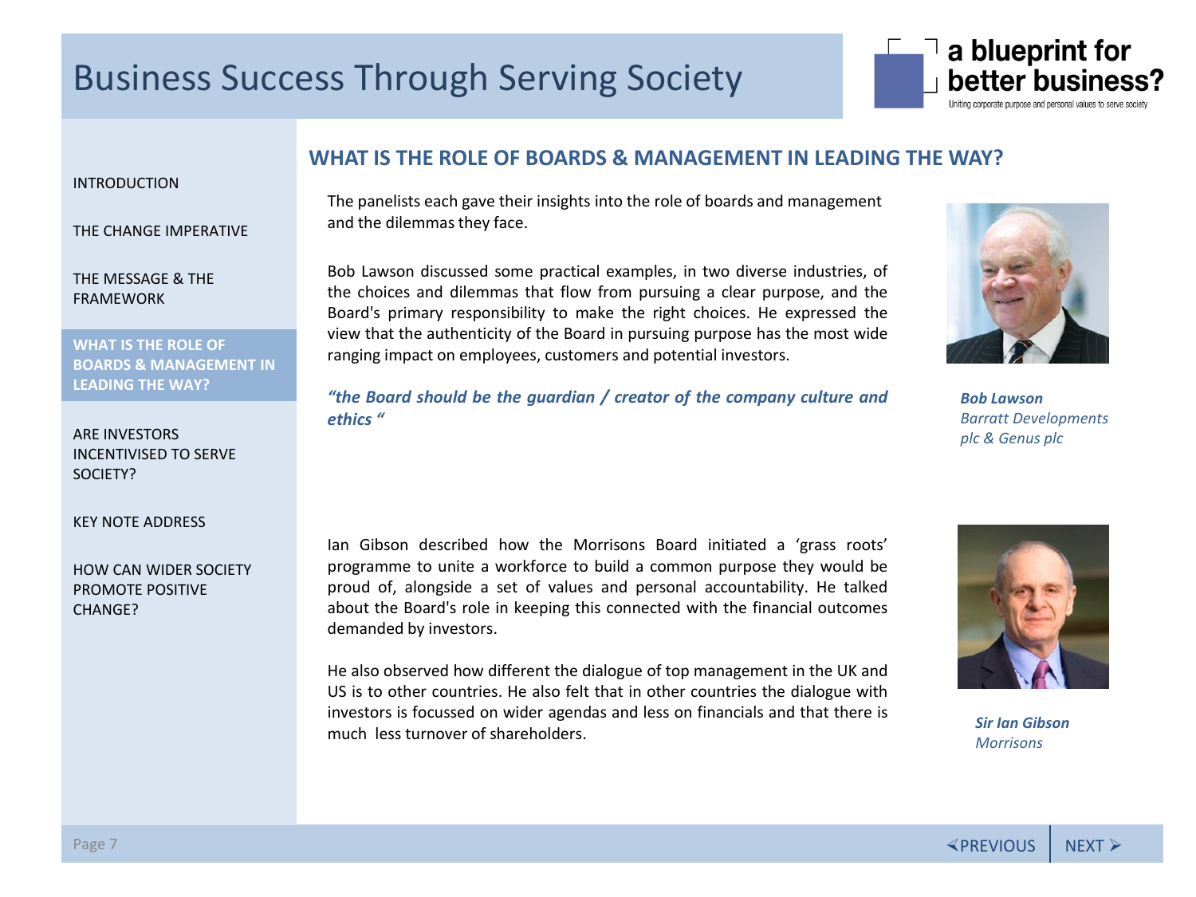# Business Success Through Serving Society

a blueprint for better business?

Uniting corporate purpose and personal values to serve society

INTRODUCTION

THE CHANGE IMPERATIVE

THE MESSAGE & THE FRAMEWORK

**WHAT IS THE ROLE OF BOARDS & MANAGEMENT IN LEADING THE WAY?**

ARE INVESTORS INCENTIVISED TO SERVE SOCIETY?

KEY NOTE ADDRESS

HOW CAN WIDER SOCIETY PROMOTE POSITIVE CHANGE?

## WHAT IS THE ROLE OF BOARDS & MANAGEMENT IN LEADING THE WAY?

The panelists each gave their insights into the role of boards and management and the dilemmas they face.

Bob Lawson discussed some practical examples, in two diverse industries, of the choices and dilemmas that flow from pursuing a clear purpose, and the Board's primary responsibility to make the right choices. He expressed the view that the authenticity of the Board in pursuing purpose has the most wide ranging impact on employees, customers and potential investors.

***"the Board should be the guardian / creator of the company culture and ethics "***

***Bob Lawson***
*Barratt Developments plc & Genus plc*

Ian Gibson described how the Morrisons Board initiated a 'grass roots' programme to unite a workforce to build a common purpose they would be proud of, alongside a set of values and personal accountability. He talked about the Board's role in keeping this connected with the financial outcomes demanded by investors.

He also observed how different the dialogue of top management in the UK and US is to other countries. He also felt that in other countries the dialogue with investors is focussed on wider agendas and less on financials and that there is much less turnover of shareholders.

***Sir Ian Gibson***
*Morrisons*

⮜PREVIOUS | NEXT ⮞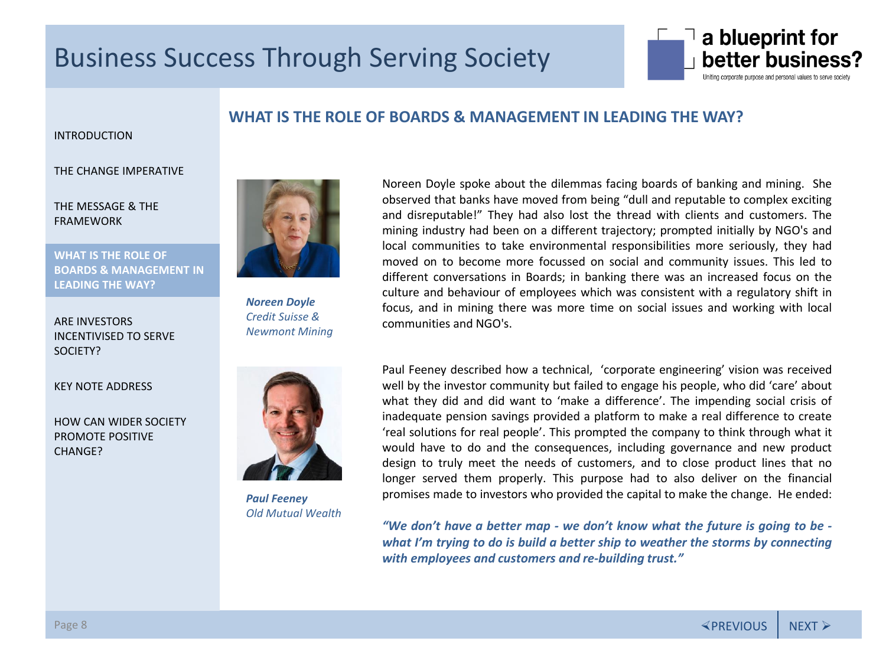## WHAT IS THE ROLE OF BOARDS & MANAGEMENT IN LEADING THE WAY?

***Noreen Doyle***
*Credit Suisse & Newmont Mining*

Noreen Doyle spoke about the dilemmas facing boards of banking and mining. She observed that banks have moved from being "dull and reputable to complex exciting and disreputable!" They had also lost the thread with clients and customers. The mining industry had been on a different trajectory; prompted initially by NGO's and local communities to take environmental responsibilities more seriously, they had moved on to become more focussed on social and community issues. This led to different conversations in Boards; in banking there was an increased focus on the culture and behaviour of employees which was consistent with a regulatory shift in focus, and in mining there was more time on social issues and working with local communities and NGO's.

***Paul Feeney***
*Old Mutual Wealth*

Paul Feeney described how a technical, 'corporate engineering' vision was received well by the investor community but failed to engage his people, who did 'care' about what they did and did want to 'make a difference'. The impending social crisis of inadequate pension savings provided a platform to make a real difference to create 'real solutions for real people'. This prompted the company to think through what it would have to do and the consequences, including governance and new product design to truly meet the needs of customers, and to close product lines that no longer served them properly. This purpose had to also deliver on the financial promises made to investors who provided the capital to make the change. He ended:

***"We don't have a better map - we don't know what the future is going to be - what I'm trying to do is build a better ship to weather the storms by connecting with employees and customers and re-building trust."***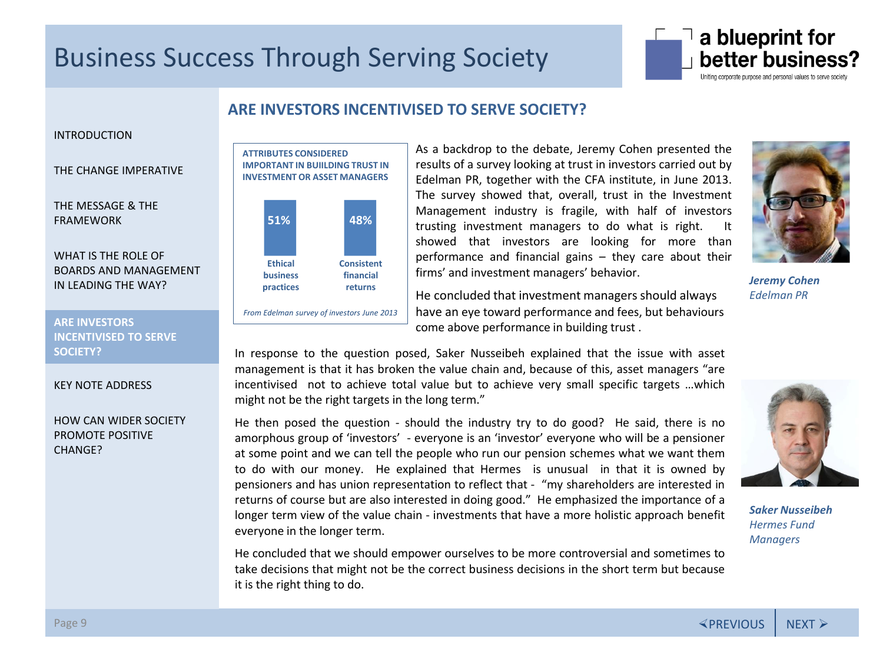# Business Success Through Serving Society

## ARE INVESTORS INCENTIVISED TO SERVE SOCIETY?

**ATTRIBUTES CONSIDERED IMPORTANT IN BUIILDING TRUST IN INVESTMENT OR ASSET MANAGERS**

| Ethical business practices | Consistent financial returns |
|---|---|
| 51% | 48% |

*From Edelman survey of investors June 2013*

As a backdrop to the debate, Jeremy Cohen presented the results of a survey looking at trust in investors carried out by Edelman PR, together with the CFA institute, in June 2013. The survey showed that, overall, trust in the Investment Management industry is fragile, with half of investors trusting investment managers to do what is right. It showed that investors are looking for more than performance and financial gains – they care about their firms' and investment managers' behavior.

He concluded that investment managers should always have an eye toward performance and fees, but behaviours come above performance in building trust .

***Jeremy Cohen***
*Edelman PR*

In response to the question posed, Saker Nusseibeh explained that the issue with asset management is that it has broken the value chain and, because of this, asset managers "are incentivised not to achieve total value but to achieve very small specific targets …which might not be the right targets in the long term."

He then posed the question - should the industry try to do good? He said, there is no amorphous group of 'investors' - everyone is an 'investor' everyone who will be a pensioner at some point and we can tell the people who run our pension schemes what we want them to do with our money. He explained that Hermes is unusual in that it is owned by pensioners and has union representation to reflect that - "my shareholders are interested in returns of course but are also interested in doing good." He emphasized the importance of a longer term view of the value chain - investments that have a more holistic approach benefit everyone in the longer term.

He concluded that we should empower ourselves to be more controversial and sometimes to take decisions that might not be the correct business decisions in the short term but because it is the right thing to do.

***Saker Nusseibeh***
*Hermes Fund Managers*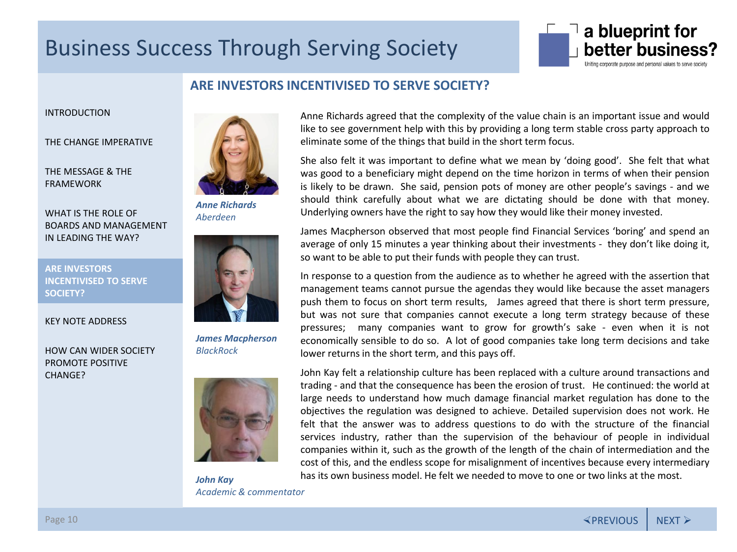## ARE INVESTORS INCENTIVISED TO SERVE SOCIETY?

***Anne Richards***
*Aberdeen*

***James Macpherson***
*BlackRock*

***John Kay***
*Academic & commentator*

Anne Richards agreed that the complexity of the value chain is an important issue and would like to see government help with this by providing a long term stable cross party approach to eliminate some of the things that build in the short term focus.

She also felt it was important to define what we mean by 'doing good'. She felt that what was good to a beneficiary might depend on the time horizon in terms of when their pension is likely to be drawn. She said, pension pots of money are other people's savings - and we should think carefully about what we are dictating should be done with that money. Underlying owners have the right to say how they would like their money invested.

James Macpherson observed that most people find Financial Services 'boring' and spend an average of only 15 minutes a year thinking about their investments - they don't like doing it, so want to be able to put their funds with people they can trust.

In response to a question from the audience as to whether he agreed with the assertion that management teams cannot pursue the agendas they would like because the asset managers push them to focus on short term results, James agreed that there is short term pressure, but was not sure that companies cannot execute a long term strategy because of these pressures; many companies want to grow for growth's sake - even when it is not economically sensible to do so. A lot of good companies take long term decisions and take lower returns in the short term, and this pays off.

John Kay felt a relationship culture has been replaced with a culture around transactions and trading - and that the consequence has been the erosion of trust. He continued: the world at large needs to understand how much damage financial market regulation has done to the objectives the regulation was designed to achieve. Detailed supervision does not work. He felt that the answer was to address questions to do with the structure of the financial services industry, rather than the supervision of the behaviour of people in individual companies within it, such as the growth of the length of the chain of intermediation and the cost of this, and the endless scope for misalignment of incentives because every intermediary has its own business model. He felt we needed to move to one or two links at the most.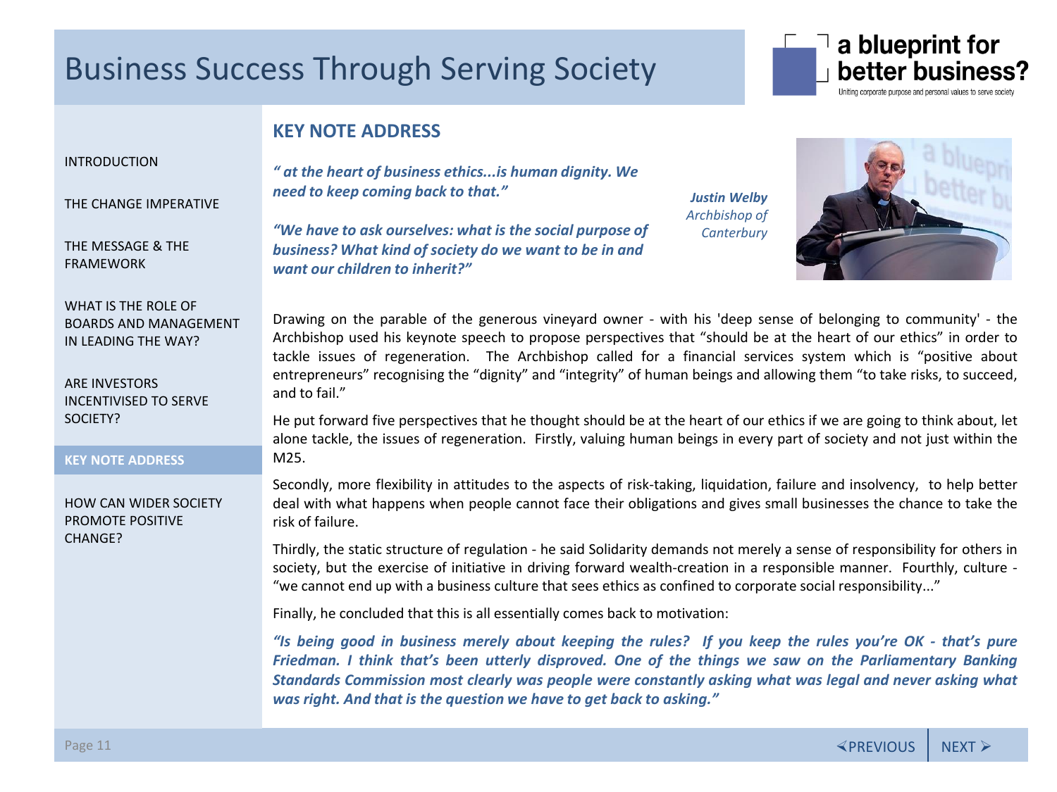# Business Success Through Serving Society

INTRODUCTION

THE CHANGE IMPERATIVE

THE MESSAGE & THE FRAMEWORK

WHAT IS THE ROLE OF BOARDS AND MANAGEMENT IN LEADING THE WAY?

ARE INVESTORS INCENTIVISED TO SERVE SOCIETY?

**KEY NOTE ADDRESS**

HOW CAN WIDER SOCIETY PROMOTE POSITIVE CHANGE?

## KEY NOTE ADDRESS

***" at the heart of business ethics...is human dignity. We need to keep coming back to that."***

***"We have to ask ourselves: what is the social purpose of business? What kind of society do we want to be in and want our children to inherit?"***

***Justin Welby***
*Archbishop of Canterbury*

Drawing on the parable of the generous vineyard owner - with his 'deep sense of belonging to community' - the Archbishop used his keynote speech to propose perspectives that "should be at the heart of our ethics" in order to tackle issues of regeneration. The Archbishop called for a financial services system which is "positive about entrepreneurs" recognising the "dignity" and "integrity" of human beings and allowing them "to take risks, to succeed, and to fail."

He put forward five perspectives that he thought should be at the heart of our ethics if we are going to think about, let alone tackle, the issues of regeneration. Firstly, valuing human beings in every part of society and not just within the M25.

Secondly, more flexibility in attitudes to the aspects of risk-taking, liquidation, failure and insolvency, to help better deal with what happens when people cannot face their obligations and gives small businesses the chance to take the risk of failure.

Thirdly, the static structure of regulation - he said Solidarity demands not merely a sense of responsibility for others in society, but the exercise of initiative in driving forward wealth-creation in a responsible manner. Fourthly, culture - "we cannot end up with a business culture that sees ethics as confined to corporate social responsibility..."

Finally, he concluded that this is all essentially comes back to motivation:

***"Is being good in business merely about keeping the rules? If you keep the rules you're OK - that's pure Friedman. I think that's been utterly disproved. One of the things we saw on the Parliamentary Banking Standards Commission most clearly was people were constantly asking what was legal and never asking what was right. And that is the question we have to get back to asking."***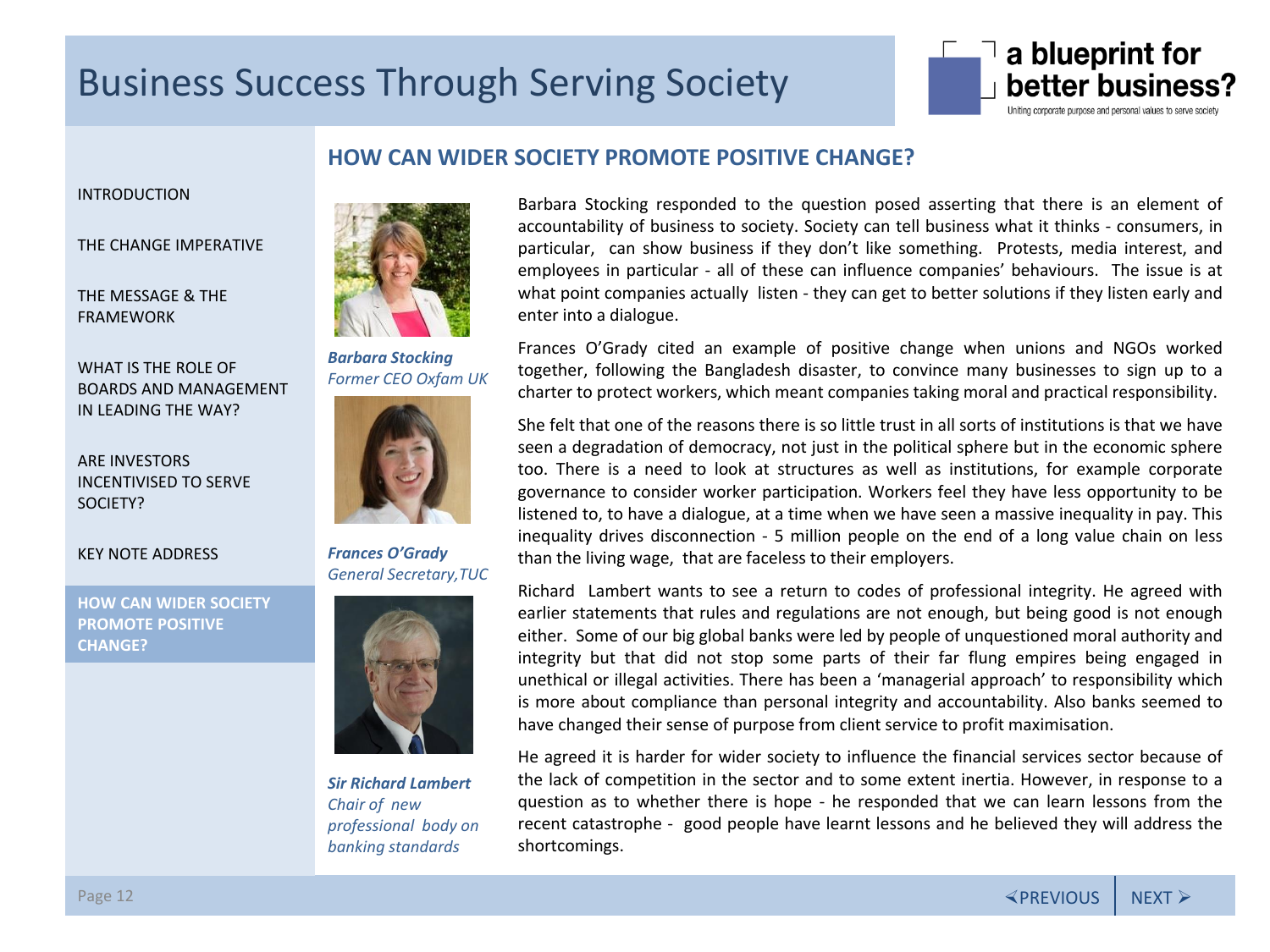# Business Success Through Serving Society

a blueprint for better business?

Uniting corporate purpose and personal values to serve society

## HOW CAN WIDER SOCIETY PROMOTE POSITIVE CHANGE?

INTRODUCTION

THE CHANGE IMPERATIVE

THE MESSAGE & THE FRAMEWORK

WHAT IS THE ROLE OF BOARDS AND MANAGEMENT IN LEADING THE WAY?

ARE INVESTORS INCENTIVISED TO SERVE SOCIETY?

KEY NOTE ADDRESS

**HOW CAN WIDER SOCIETY PROMOTE POSITIVE CHANGE?**

***Barbara Stocking***
*Former CEO Oxfam UK*

***Frances O'Grady***
*General Secretary,TUC*

***Sir Richard Lambert***
*Chair of new professional body on banking standards*

Barbara Stocking responded to the question posed asserting that there is an element of accountability of business to society. Society can tell business what it thinks - consumers, in particular, can show business if they don't like something. Protests, media interest, and employees in particular - all of these can influence companies' behaviours. The issue is at what point companies actually listen - they can get to better solutions if they listen early and enter into a dialogue.

Frances O'Grady cited an example of positive change when unions and NGOs worked together, following the Bangladesh disaster, to convince many businesses to sign up to a charter to protect workers, which meant companies taking moral and practical responsibility.

She felt that one of the reasons there is so little trust in all sorts of institutions is that we have seen a degradation of democracy, not just in the political sphere but in the economic sphere too. There is a need to look at structures as well as institutions, for example corporate governance to consider worker participation. Workers feel they have less opportunity to be listened to, to have a dialogue, at a time when we have seen a massive inequality in pay. This inequality drives disconnection - 5 million people on the end of a long value chain on less than the living wage, that are faceless to their employers.

Richard Lambert wants to see a return to codes of professional integrity. He agreed with earlier statements that rules and regulations are not enough, but being good is not enough either. Some of our big global banks were led by people of unquestioned moral authority and integrity but that did not stop some parts of their far flung empires being engaged in unethical or illegal activities. There has been a 'managerial approach' to responsibility which is more about compliance than personal integrity and accountability. Also banks seemed to have changed their sense of purpose from client service to profit maximisation.

He agreed it is harder for wider society to influence the financial services sector because of the lack of competition in the sector and to some extent inertia. However, in response to a question as to whether there is hope - he responded that we can learn lessons from the recent catastrophe - good people have learnt lessons and he believed they will address the shortcomings.

⮜PREVIOUS | NEXT ⮞